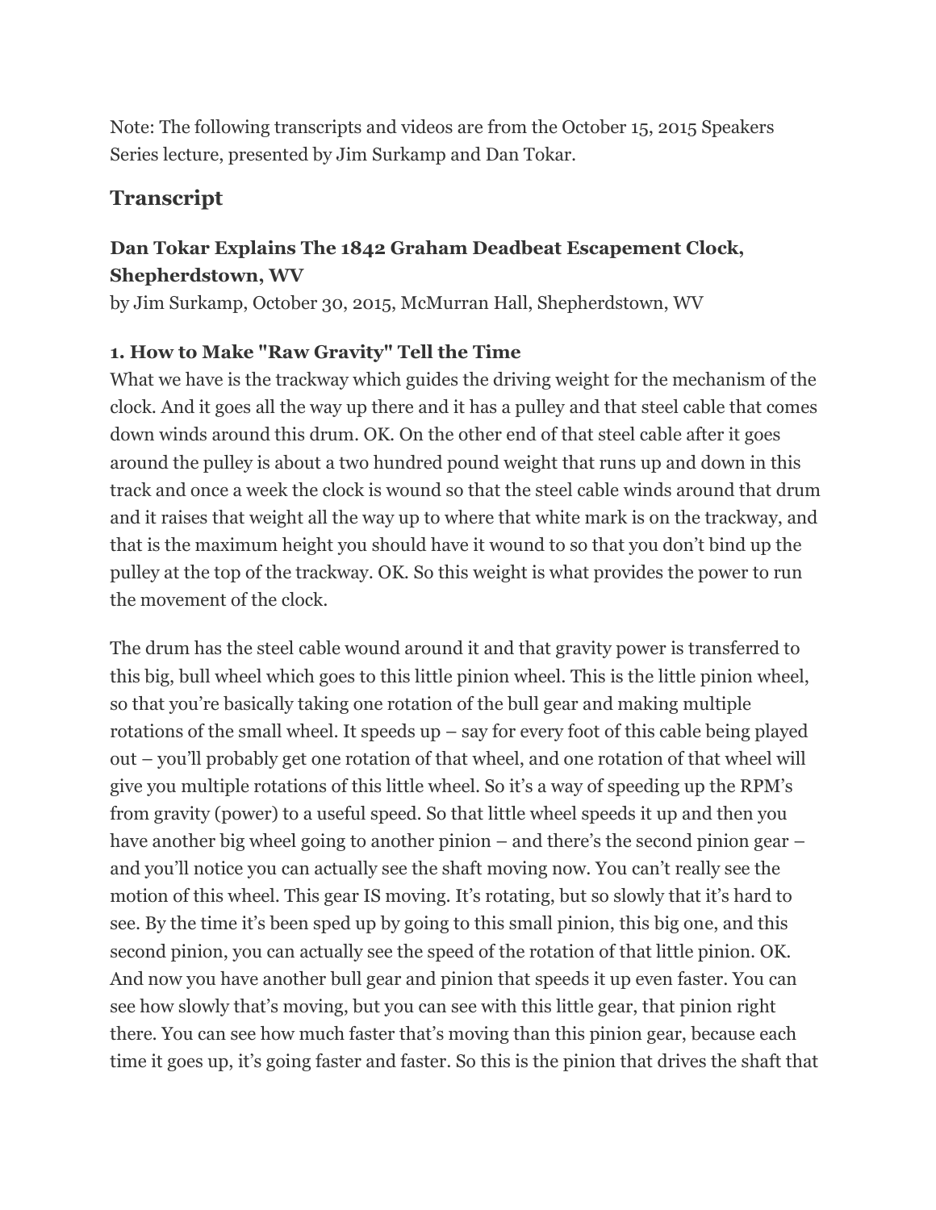Note: The following transcripts and videos are from the October 15, 2015 Speakers Series lecture, presented by Jim Surkamp and Dan Tokar.

## Transcript

### Dan Tokar Explains The 1842 Graham Deadbeat Escapement Clock, Shepherdstown, WV

by Jim Surkamp, October 30, 2015, McMurran Hall, Shepherdstown, WV

**1. How to Make "Raw Gravity" Tell the Time**

What we have is the trackway which guides the driving weight for the mechanism of the clock. And it goes all the way up there and it has a pulley and that steel cable that comes down winds around this drum. OK. On the other end of that steel cable after it goes around the pulley is about a two hundred pound weight that runs up and down in this track and once a week the clock is wound so that the steel cable winds around that drum and it raises that weight all the way up to where that white mark is on the trackway, and that is the maximum height you should have it wound to so that you don't bind up the pulley at the top of the trackway. OK. So this weight is what provides the power to run the movement of the clock.

The drum has the steel cable wound around it and that gravity power is transferred to this big, bull wheel which goes to this little pinion wheel. This is the little pinion wheel, so that you're basically taking one rotation of the bull gear and making multiple rotations of the small wheel. It speeds up – say for every foot of this cable being played out – you'll probably get one rotation of that wheel, and one rotation of that wheel will give you multiple rotations of this little wheel. So it's a way of speeding up the RPM's from gravity (power) to a useful speed. So that little wheel speeds it up and then you have another big wheel going to another pinion – and there's the second pinion gear – and you'll notice you can actually see the shaft moving now. You can't really see the motion of this wheel. This gear IS moving. It's rotating, but so slowly that it's hard to see. By the time it's been sped up by going to this small pinion, this big one, and this second pinion, you can actually see the speed of the rotation of that little pinion. OK. And now you have another bull gear and pinion that speeds it up even faster. You can see how slowly that's moving, but you can see with this little gear, that pinion right there. You can see how much faster that's moving than this pinion gear, because each time it goes up, it's going faster and faster. So this is the pinion that drives the shaft that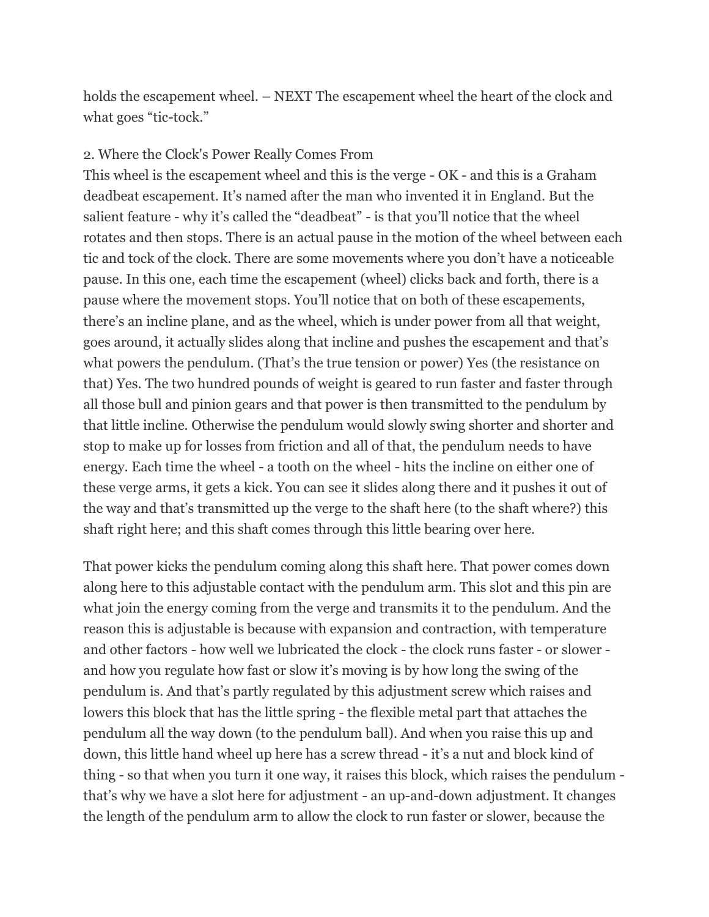holds the escapement wheel. – NEXT The escapement wheel the heart of the clock and what goes "tic-tock."

## 2. Where the Clock's Power Really Comes From

This wheel is the escapement wheel and this is the verge - OK - and this is a Graham deadbeat escapement. It's named after the man who invented it in England. But the salient feature - why it's called the "deadbeat" - is that you'll notice that the wheel rotates and then stops. There is an actual pause in the motion of the wheel between each tic and tock of the clock. There are some movements where you don't have a noticeable pause. In this one, each time the escapement (wheel) clicks back and forth, there is a pause where the movement stops. You'll notice that on both of these escapements, there's an incline plane, and as the wheel, which is under power from all that weight, goes around, it actually slides along that incline and pushes the escapement and that's what powers the pendulum. (That's the true tension or power) Yes (the resistance on that) Yes. The two hundred pounds of weight is geared to run faster and faster through all those bull and pinion gears and that power is then transmitted to the pendulum by that little incline. Otherwise the pendulum would slowly swing shorter and shorter and stop to make up for losses from friction and all of that, the pendulum needs to have energy. Each time the wheel - a tooth on the wheel - hits the incline on either one of these verge arms, it gets a kick. You can see it slides along there and it pushes it out of the way and that's transmitted up the verge to the shaft here (to the shaft where?) this shaft right here; and this shaft comes through this little bearing over here.

That power kicks the pendulum coming along this shaft here. That power comes down along here to this adjustable contact with the pendulum arm. This slot and this pin are what join the energy coming from the verge and transmits it to the pendulum. And the reason this is adjustable is because with expansion and contraction, with temperature and other factors - how well we lubricated the clock - the clock runs faster - or slower - and how you regulate how fast or slow it's moving is by how long the swing of the pendulum is. And that's partly regulated by this adjustment screw which raises and lowers this block that has the little spring - the flexible metal part that attaches the pendulum all the way down (to the pendulum ball). And when you raise this up and down, this little hand wheel up here has a screw thread - it's a nut and block kind of thing - so that when you turn it one way, it raises this block, which raises the pendulum - that's why we have a slot here for adjustment - an up-and-down adjustment. It changes the length of the pendulum arm to allow the clock to run faster or slower, because the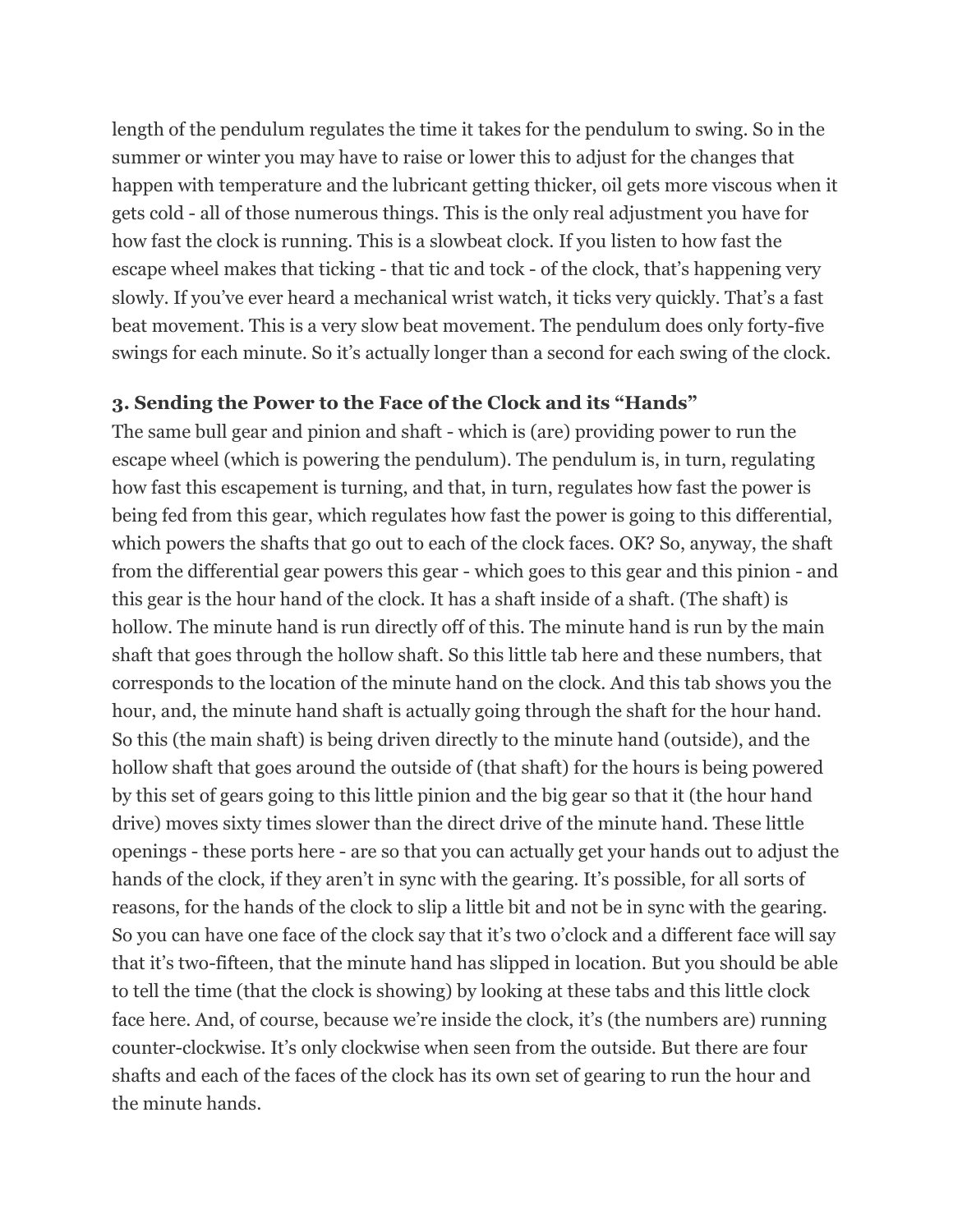length of the pendulum regulates the time it takes for the pendulum to swing. So in the summer or winter you may have to raise or lower this to adjust for the changes that happen with temperature and the lubricant getting thicker, oil gets more viscous when it gets cold - all of those numerous things. This is the only real adjustment you have for how fast the clock is running. This is a slowbeat clock. If you listen to how fast the escape wheel makes that ticking - that tic and tock - of the clock, that's happening very slowly. If you've ever heard a mechanical wrist watch, it ticks very quickly. That's a fast beat movement. This is a very slow beat movement. The pendulum does only forty-five swings for each minute. So it's actually longer than a second for each swing of the clock.

### 3. Sending the Power to the Face of the Clock and its "Hands"

The same bull gear and pinion and shaft - which is (are) providing power to run the escape wheel (which is powering the pendulum). The pendulum is, in turn, regulating how fast this escapement is turning, and that, in turn, regulates how fast the power is being fed from this gear, which regulates how fast the power is going to this differential, which powers the shafts that go out to each of the clock faces. OK? So, anyway, the shaft from the differential gear powers this gear - which goes to this gear and this pinion - and this gear is the hour hand of the clock. It has a shaft inside of a shaft. (The shaft) is hollow. The minute hand is run directly off of this. The minute hand is run by the main shaft that goes through the hollow shaft. So this little tab here and these numbers, that corresponds to the location of the minute hand on the clock. And this tab shows you the hour, and, the minute hand shaft is actually going through the shaft for the hour hand. So this (the main shaft) is being driven directly to the minute hand (outside), and the hollow shaft that goes around the outside of (that shaft) for the hours is being powered by this set of gears going to this little pinion and the big gear so that it (the hour hand drive) moves sixty times slower than the direct drive of the minute hand. These little openings - these ports here - are so that you can actually get your hands out to adjust the hands of the clock, if they aren't in sync with the gearing. It's possible, for all sorts of reasons, for the hands of the clock to slip a little bit and not be in sync with the gearing. So you can have one face of the clock say that it's two o'clock and a different face will say that it's two-fifteen, that the minute hand has slipped in location. But you should be able to tell the time (that the clock is showing) by looking at these tabs and this little clock face here. And, of course, because we're inside the clock, it's (the numbers are) running counter-clockwise. It's only clockwise when seen from the outside. But there are four shafts and each of the faces of the clock has its own set of gearing to run the hour and the minute hands.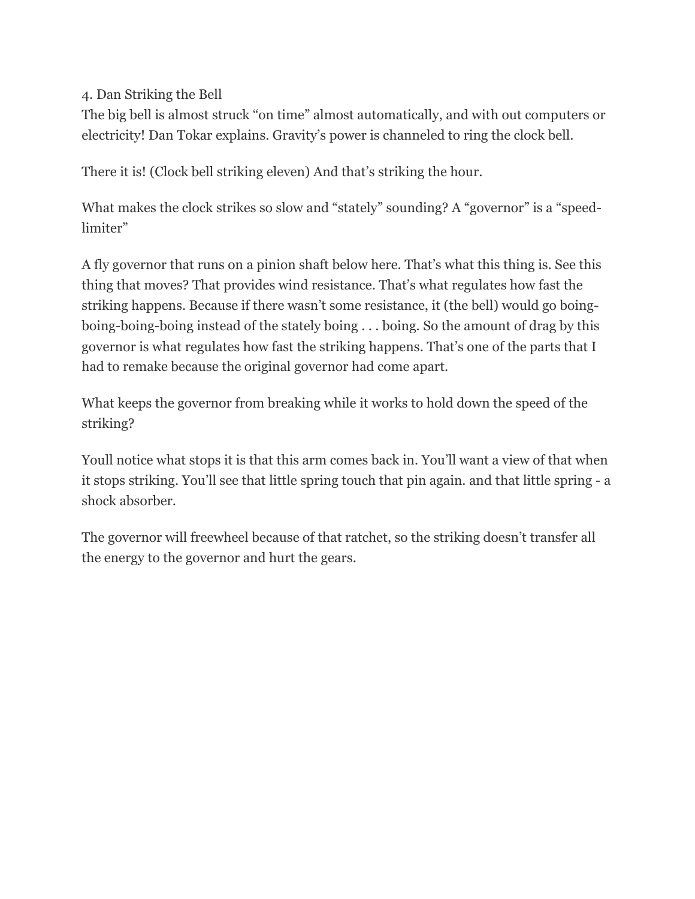4. Dan Striking the Bell

The big bell is almost struck “on time” almost automatically, and with out computers or electricity! Dan Tokar explains. Gravity’s power is channeled to ring the clock bell.

There it is! (Clock bell striking eleven) And that’s striking the hour.

What makes the clock strikes so slow and “stately” sounding? A “governor” is a “speed-limiter”

A fly governor that runs on a pinion shaft below here. That’s what this thing is. See this thing that moves? That provides wind resistance. That’s what regulates how fast the striking happens. Because if there wasn’t some resistance, it (the bell) would go boing-boing-boing-boing instead of the stately boing . . . boing. So the amount of drag by this governor is what regulates how fast the striking happens. That’s one of the parts that I had to remake because the original governor had come apart.

What keeps the governor from breaking while it works to hold down the speed of the striking?

Youll notice what stops it is that this arm comes back in. You’ll want a view of that when it stops striking. You’ll see that little spring touch that pin again. and that little spring - a shock absorber.

The governor will freewheel because of that ratchet, so the striking doesn’t transfer all the energy to the governor and hurt the gears.